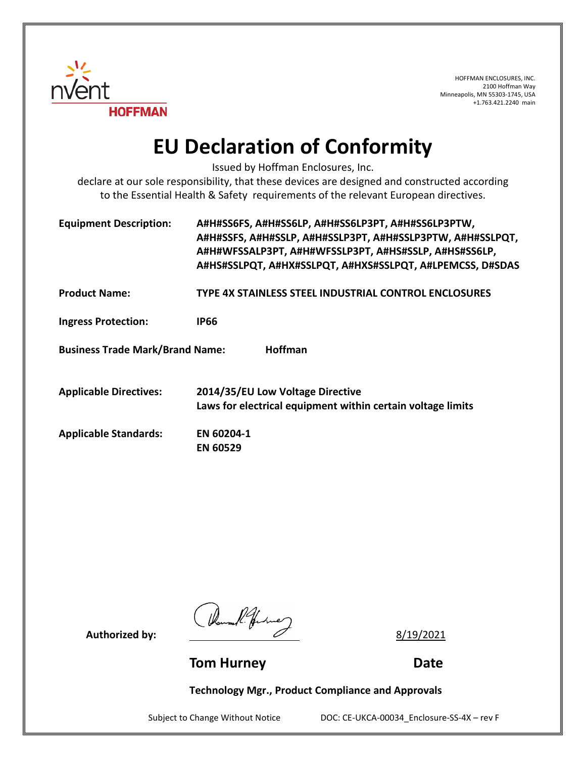HOFFMAN ENCLOSURES, INC.
2100 Hoffman Way
Minneapolis, MN 55303-1745, USA
+1.763.421.2240 main

# EU Declaration of Conformity

Issued by Hoffman Enclosures, Inc.
declare at our sole responsibility, that these devices are designed and constructed according to the Essential Health & Safety requirements of the relevant European directives.

**Equipment Description:** **A#H#SS6FS, A#H#SS6LP, A#H#SS6LP3PT, A#H#SS6LP3PTW, A#H#SSFS, A#H#SSLP, A#H#SSLP3PT, A#H#SSLP3PTW, A#H#SSLPQT, A#H#WFSSALP3PT, A#H#WFSSLP3PT, A#HS#SSLP, A#HS#SS6LP, A#HS#SSLPQT, A#HX#SSLPQT, A#HXS#SSLPQT, A#LPEMCSS, D#SDAS**

**Product Name:** **TYPE 4X STAINLESS STEEL INDUSTRIAL CONTROL ENCLOSURES**

**Ingress Protection:** **IP66**

**Business Trade Mark/Brand Name:** **Hoffman**

**Applicable Directives:** **2014/35/EU Low Voltage Directive**
**Laws for electrical equipment within certain voltage limits**

**Applicable Standards:** **EN 60204-1**
**EN 60529**

**Authorized by:** 8/19/2021

**Tom Hurney** **Date**

**Technology Mgr., Product Compliance and Approvals**

Subject to Change Without Notice DOC: CE-UKCA-00034_Enclosure-SS-4X – rev F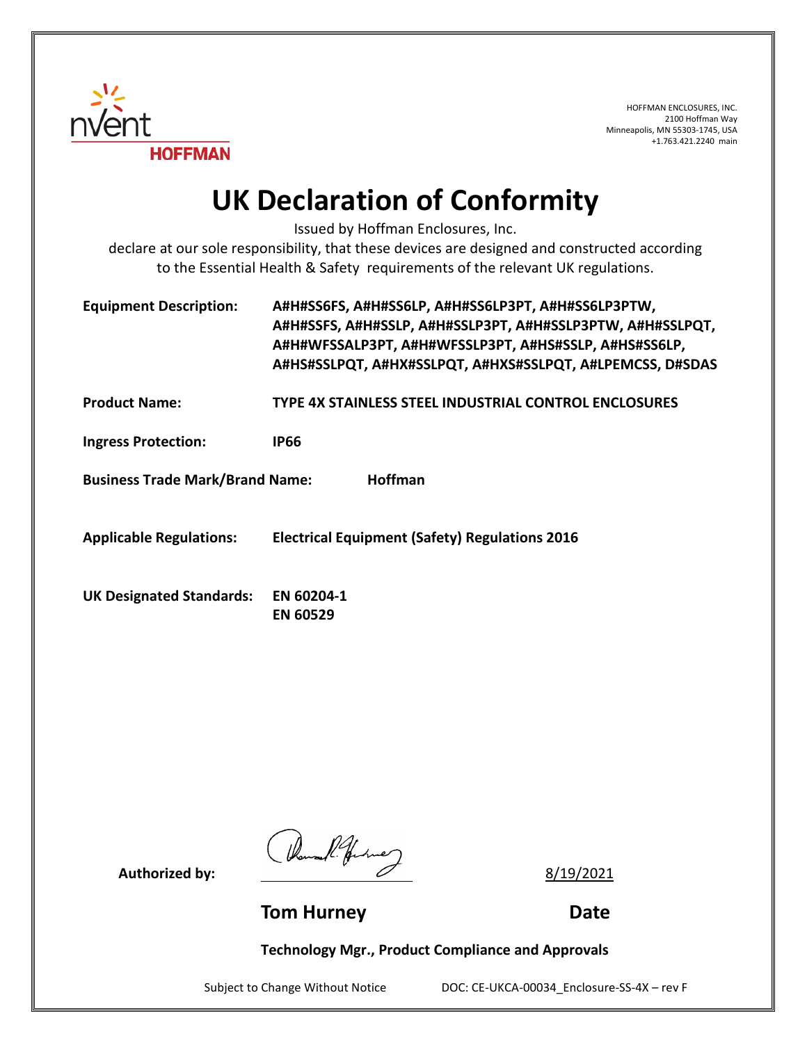HOFFMAN ENCLOSURES, INC.
2100 Hoffman Way
Minneapolis, MN 55303-1745, USA
+1.763.421.2240 main

# UK Declaration of Conformity

Issued by Hoffman Enclosures, Inc.
declare at our sole responsibility, that these devices are designed and constructed according to the Essential Health & Safety requirements of the relevant UK regulations.

**Equipment Description:** **A#H#SS6FS, A#H#SS6LP, A#H#SS6LP3PT, A#H#SS6LP3PTW, A#H#SSFS, A#H#SSLP, A#H#SSLP3PT, A#H#SSLP3PTW, A#H#SSLPQT, A#H#WFSSALP3PT, A#H#WFSSLP3PT, A#HS#SSLP, A#HS#SS6LP, A#HS#SSLPQT, A#HX#SSLPQT, A#HXS#SSLPQT, A#LPEMCSS, D#SDAS**

**Product Name:** **TYPE 4X STAINLESS STEEL INDUSTRIAL CONTROL ENCLOSURES**

**Ingress Protection:** **IP66**

**Business Trade Mark/Brand Name:** **Hoffman**

**Applicable Regulations:** **Electrical Equipment (Safety) Regulations 2016**

**UK Designated Standards:** **EN 60204-1**
**EN 60529**

**Authorized by:** 8/19/2021

**Tom Hurney** **Date**

**Technology Mgr., Product Compliance and Approvals**

Subject to Change Without Notice DOC: CE-UKCA-00034_Enclosure-SS-4X – rev F